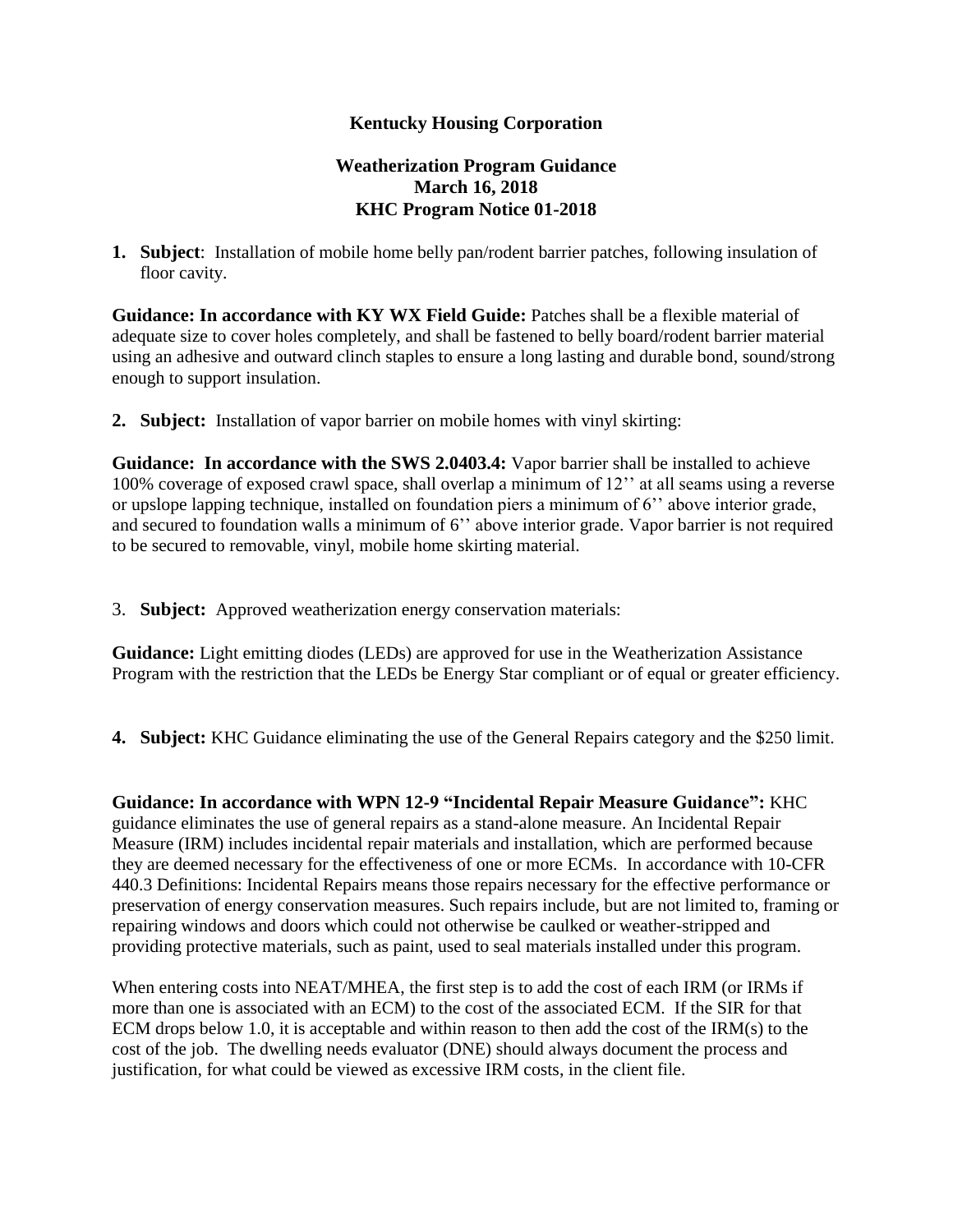**Kentucky Housing Corporation**

**Weatherization Program Guidance**
**March 16, 2018**
**KHC Program Notice 01-2018**

1. **Subject**: Installation of mobile home belly pan/rodent barrier patches, following insulation of floor cavity.

**Guidance: In accordance with KY WX Field Guide:** Patches shall be a flexible material of adequate size to cover holes completely, and shall be fastened to belly board/rodent barrier material using an adhesive and outward clinch staples to ensure a long lasting and durable bond, sound/strong enough to support insulation.

2. **Subject:** Installation of vapor barrier on mobile homes with vinyl skirting:

**Guidance: In accordance with the SWS 2.0403.4:** Vapor barrier shall be installed to achieve 100% coverage of exposed crawl space, shall overlap a minimum of 12'' at all seams using a reverse or upslope lapping technique, installed on foundation piers a minimum of 6'' above interior grade, and secured to foundation walls a minimum of 6'' above interior grade. Vapor barrier is not required to be secured to removable, vinyl, mobile home skirting material.

3. **Subject:** Approved weatherization energy conservation materials:

**Guidance:** Light emitting diodes (LEDs) are approved for use in the Weatherization Assistance Program with the restriction that the LEDs be Energy Star compliant or of equal or greater efficiency.

4. **Subject:** KHC Guidance eliminating the use of the General Repairs category and the $250 limit.

**Guidance: In accordance with WPN 12-9 "Incidental Repair Measure Guidance":** KHC guidance eliminates the use of general repairs as a stand-alone measure. An Incidental Repair Measure (IRM) includes incidental repair materials and installation, which are performed because they are deemed necessary for the effectiveness of one or more ECMs. In accordance with 10-CFR 440.3 Definitions: Incidental Repairs means those repairs necessary for the effective performance or preservation of energy conservation measures. Such repairs include, but are not limited to, framing or repairing windows and doors which could not otherwise be caulked or weather-stripped and providing protective materials, such as paint, used to seal materials installed under this program.

When entering costs into NEAT/MHEA, the first step is to add the cost of each IRM (or IRMs if more than one is associated with an ECM) to the cost of the associated ECM. If the SIR for that ECM drops below 1.0, it is acceptable and within reason to then add the cost of the IRM(s) to the cost of the job. The dwelling needs evaluator (DNE) should always document the process and justification, for what could be viewed as excessive IRM costs, in the client file.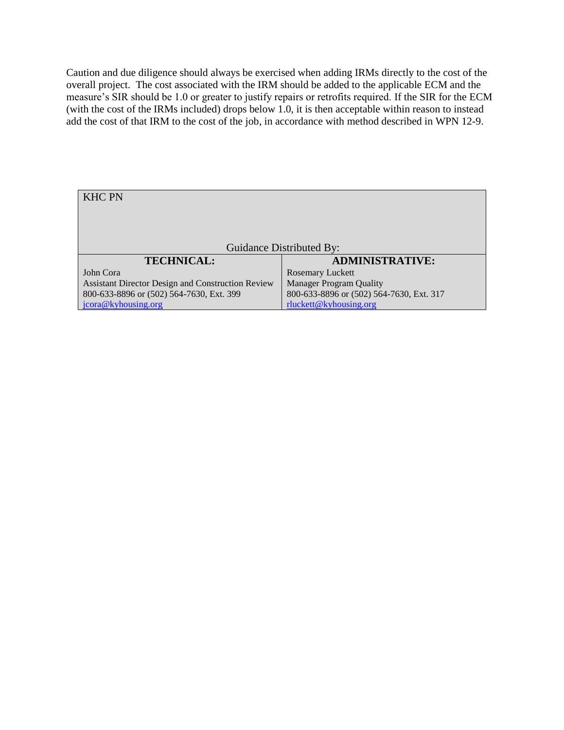Caution and due diligence should always be exercised when adding IRMs directly to the cost of the overall project. The cost associated with the IRM should be added to the applicable ECM and the measure's SIR should be 1.0 or greater to justify repairs or retrofits required. If the SIR for the ECM (with the cost of the IRMs included) drops below 1.0, it is then acceptable within reason to instead add the cost of that IRM to the cost of the job, in accordance with method described in WPN 12-9.

| KHC PN<br><br>Guidance Distributed By: | |
|---|---|
| **TECHNICAL:** | **ADMINISTRATIVE:** |
| John Cora<br>Assistant Director Design and Construction Review<br>800-633-8896 or (502) 564-7630, Ext. 399<br>jcora@kyhousing.org | Rosemary Luckett<br>Manager Program Quality<br>800-633-8896 or (502) 564-7630, Ext. 317<br>rluckett@kyhousing.org |